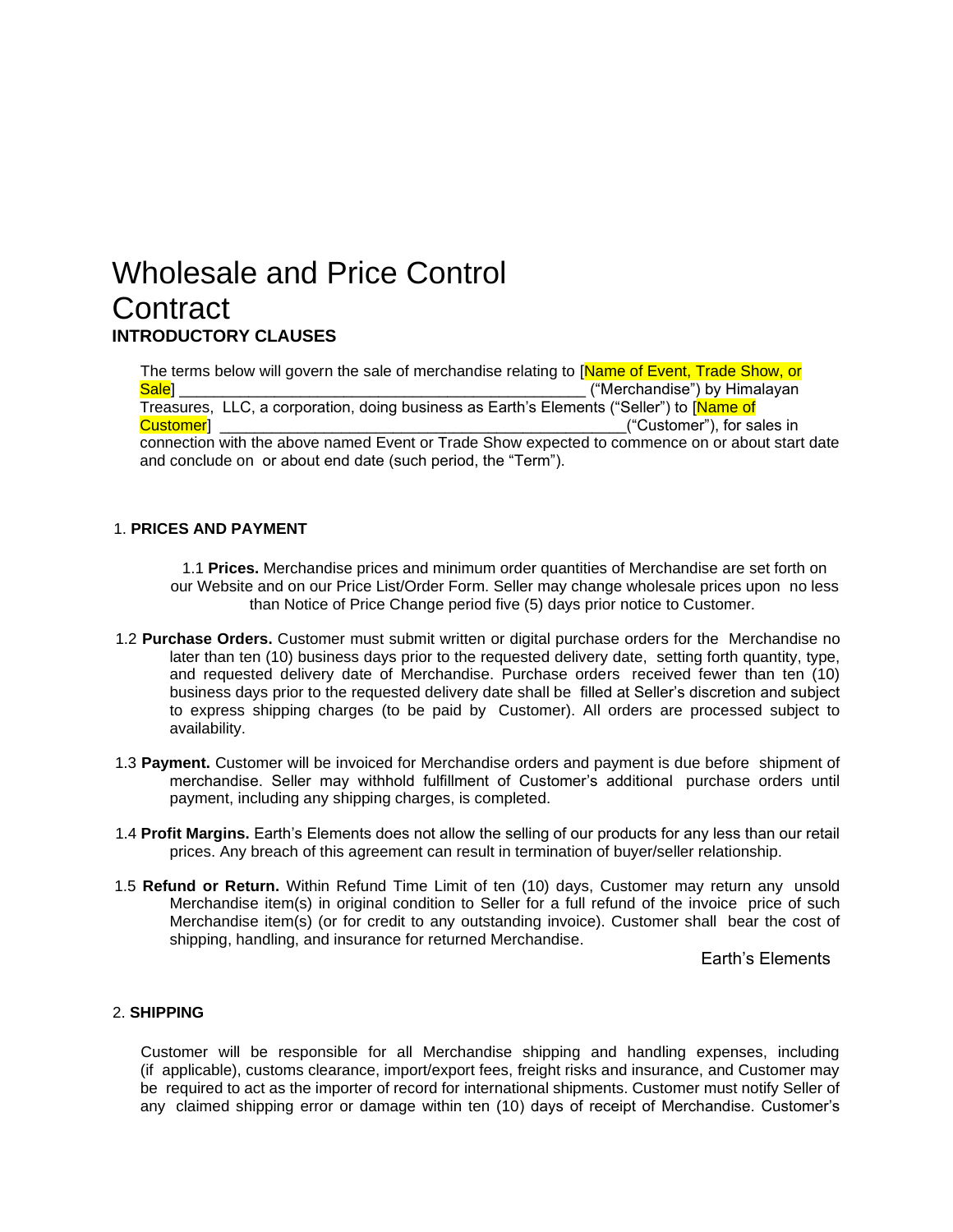# Wholesale and Price Control Contract

**INTRODUCTORY CLAUSES**

The terms below will govern the sale of merchandise relating to [Name of Event, Trade Show, or Sale] _______________________________________________ ("Merchandise") by Himalayan Treasures, LLC, a corporation, doing business as Earth's Elements ("Seller") to [Name of Customer] _______________________________________________("Customer"), for sales in connection with the above named Event or Trade Show expected to commence on or about start date and conclude on or about end date (such period, the "Term").

1. **PRICES AND PAYMENT**

1.1 **Prices.** Merchandise prices and minimum order quantities of Merchandise are set forth on our Website and on our Price List/Order Form. Seller may change wholesale prices upon no less than Notice of Price Change period five (5) days prior notice to Customer.

1.2 **Purchase Orders.** Customer must submit written or digital purchase orders for the Merchandise no later than ten (10) business days prior to the requested delivery date, setting forth quantity, type, and requested delivery date of Merchandise. Purchase orders received fewer than ten (10) business days prior to the requested delivery date shall be filled at Seller's discretion and subject to express shipping charges (to be paid by Customer). All orders are processed subject to availability.

1.3 **Payment.** Customer will be invoiced for Merchandise orders and payment is due before shipment of merchandise. Seller may withhold fulfillment of Customer's additional purchase orders until payment, including any shipping charges, is completed.

1.4 **Profit Margins.** Earth's Elements does not allow the selling of our products for any less than our retail prices. Any breach of this agreement can result in termination of buyer/seller relationship.

1.5 **Refund or Return.** Within Refund Time Limit of ten (10) days, Customer may return any unsold Merchandise item(s) in original condition to Seller for a full refund of the invoice price of such Merchandise item(s) (or for credit to any outstanding invoice). Customer shall bear the cost of shipping, handling, and insurance for returned Merchandise.

Earth's Elements

2. **SHIPPING**

Customer will be responsible for all Merchandise shipping and handling expenses, including (if applicable), customs clearance, import/export fees, freight risks and insurance, and Customer may be required to act as the importer of record for international shipments. Customer must notify Seller of any claimed shipping error or damage within ten (10) days of receipt of Merchandise. Customer's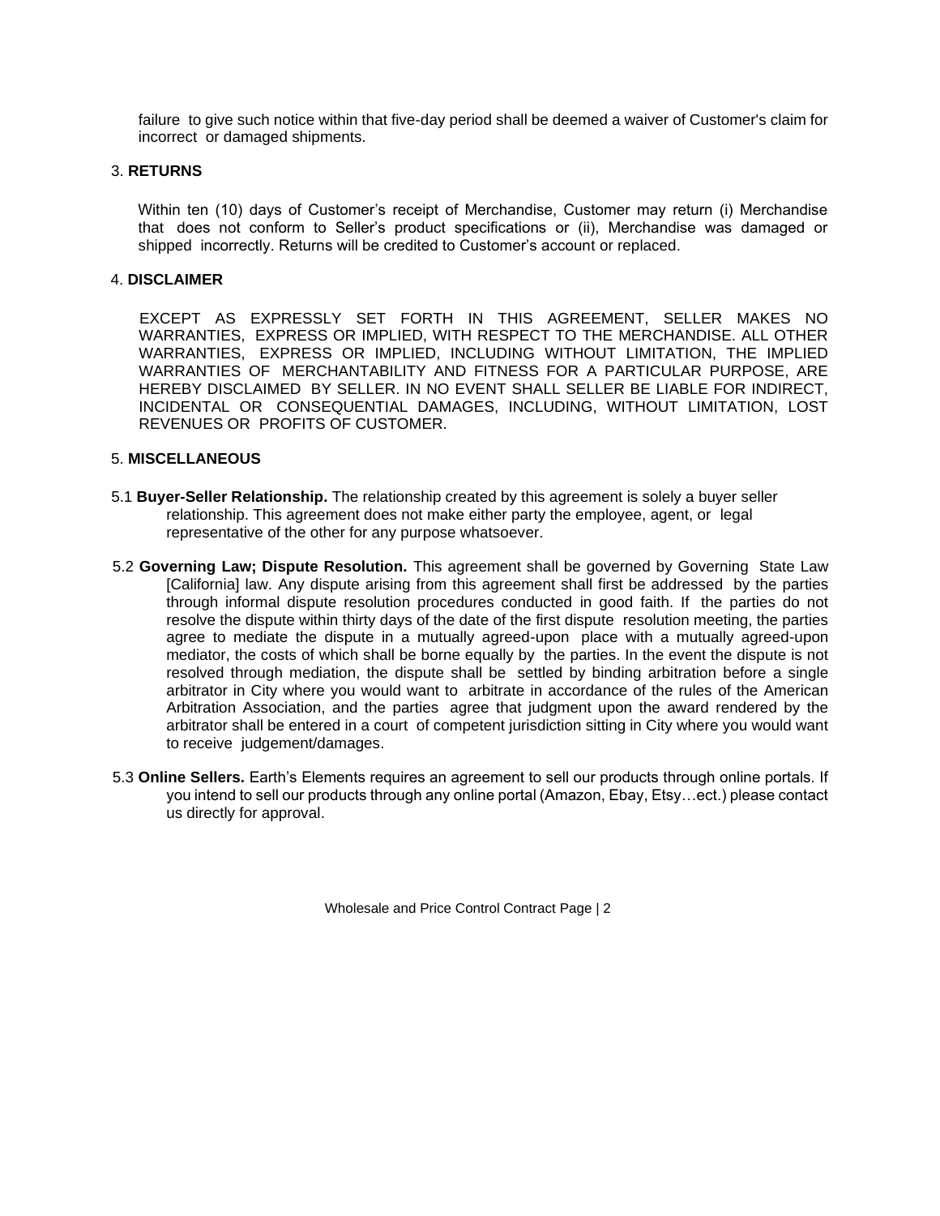failure to give such notice within that five-day period shall be deemed a waiver of Customer's claim for incorrect or damaged shipments.

3. **RETURNS**

Within ten (10) days of Customer's receipt of Merchandise, Customer may return (i) Merchandise that does not conform to Seller's product specifications or (ii), Merchandise was damaged or shipped incorrectly. Returns will be credited to Customer's account or replaced.

4. **DISCLAIMER**

EXCEPT AS EXPRESSLY SET FORTH IN THIS AGREEMENT, SELLER MAKES NO WARRANTIES, EXPRESS OR IMPLIED, WITH RESPECT TO THE MERCHANDISE. ALL OTHER WARRANTIES, EXPRESS OR IMPLIED, INCLUDING WITHOUT LIMITATION, THE IMPLIED WARRANTIES OF MERCHANTABILITY AND FITNESS FOR A PARTICULAR PURPOSE, ARE HEREBY DISCLAIMED BY SELLER. IN NO EVENT SHALL SELLER BE LIABLE FOR INDIRECT, INCIDENTAL OR CONSEQUENTIAL DAMAGES, INCLUDING, WITHOUT LIMITATION, LOST REVENUES OR PROFITS OF CUSTOMER.

5. **MISCELLANEOUS**

5.1 **Buyer-Seller Relationship.** The relationship created by this agreement is solely a buyer seller relationship. This agreement does not make either party the employee, agent, or legal representative of the other for any purpose whatsoever.

5.2 **Governing Law; Dispute Resolution.** This agreement shall be governed by Governing State Law [California] law. Any dispute arising from this agreement shall first be addressed by the parties through informal dispute resolution procedures conducted in good faith. If the parties do not resolve the dispute within thirty days of the date of the first dispute resolution meeting, the parties agree to mediate the dispute in a mutually agreed-upon place with a mutually agreed-upon mediator, the costs of which shall be borne equally by the parties. In the event the dispute is not resolved through mediation, the dispute shall be settled by binding arbitration before a single arbitrator in City where you would want to arbitrate in accordance of the rules of the American Arbitration Association, and the parties agree that judgment upon the award rendered by the arbitrator shall be entered in a court of competent jurisdiction sitting in City where you would want to receive judgement/damages.

5.3 **Online Sellers.** Earth's Elements requires an agreement to sell our products through online portals. If you intend to sell our products through any online portal (Amazon, Ebay, Etsy…ect.) please contact us directly for approval.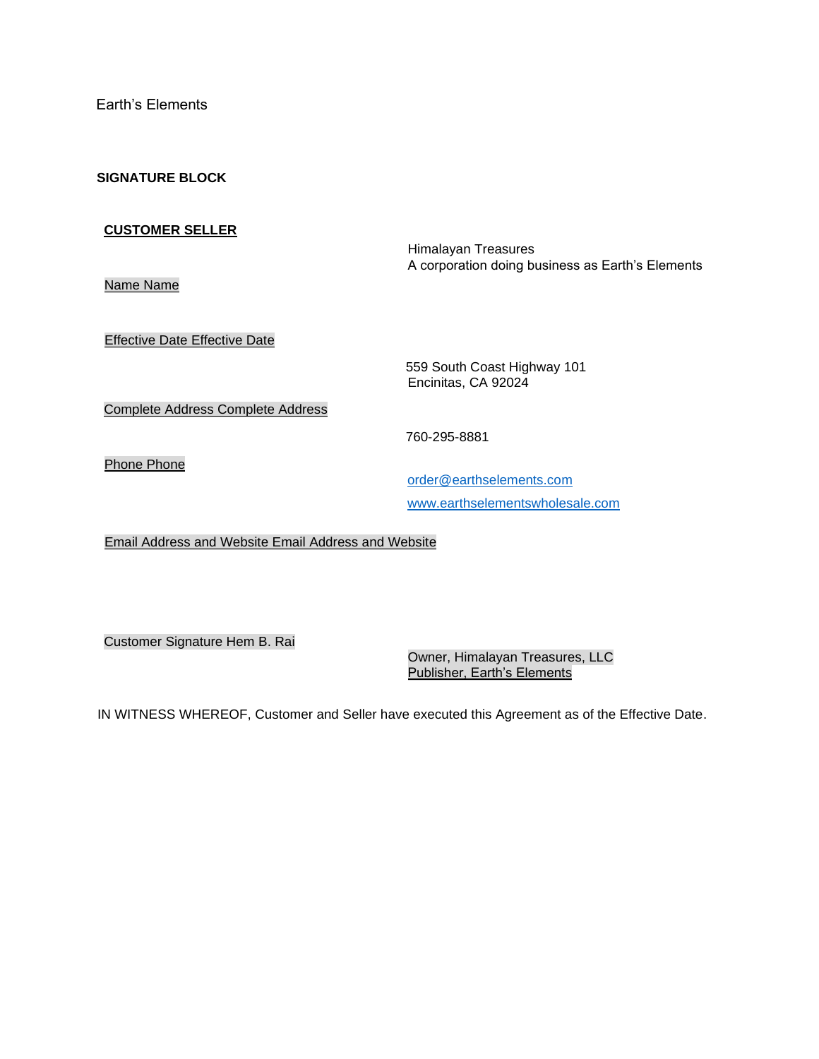Earth's Elements

**SIGNATURE BLOCK**

**CUSTOMER SELLER**

Himalayan Treasures
A corporation doing business as Earth's Elements

Name Name

Effective Date Effective Date

559 South Coast Highway 101
Encinitas, CA 92024

Complete Address Complete Address

760-295-8881

Phone Phone

order@earthselements.com

www.earthselementswholesale.com

Email Address and Website Email Address and Website

Customer Signature Hem B. Rai

Owner, Himalayan Treasures, LLC
Publisher, Earth's Elements

IN WITNESS WHEREOF, Customer and Seller have executed this Agreement as of the Effective Date.